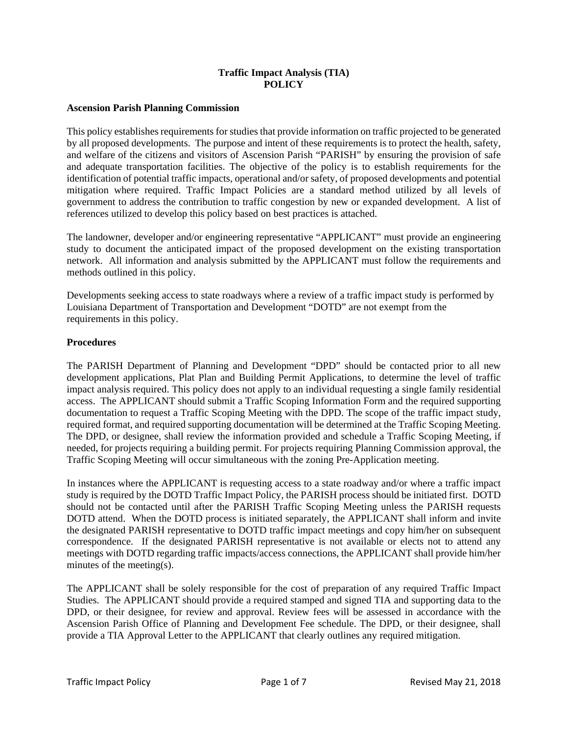# Traffic Impact Analysis (TIA)
# POLICY

**Ascension Parish Planning Commission**

This policy establishes requirements for studies that provide information on traffic projected to be generated by all proposed developments. The purpose and intent of these requirements is to protect the health, safety, and welfare of the citizens and visitors of Ascension Parish "PARISH" by ensuring the provision of safe and adequate transportation facilities. The objective of the policy is to establish requirements for the identification of potential traffic impacts, operational and/or safety, of proposed developments and potential mitigation where required. Traffic Impact Policies are a standard method utilized by all levels of government to address the contribution to traffic congestion by new or expanded development. A list of references utilized to develop this policy based on best practices is attached.

The landowner, developer and/or engineering representative "APPLICANT" must provide an engineering study to document the anticipated impact of the proposed development on the existing transportation network. All information and analysis submitted by the APPLICANT must follow the requirements and methods outlined in this policy.

Developments seeking access to state roadways where a review of a traffic impact study is performed by Louisiana Department of Transportation and Development "DOTD" are not exempt from the requirements in this policy.

**Procedures**

The PARISH Department of Planning and Development "DPD" should be contacted prior to all new development applications, Plat Plan and Building Permit Applications, to determine the level of traffic impact analysis required. This policy does not apply to an individual requesting a single family residential access. The APPLICANT should submit a Traffic Scoping Information Form and the required supporting documentation to request a Traffic Scoping Meeting with the DPD. The scope of the traffic impact study, required format, and required supporting documentation will be determined at the Traffic Scoping Meeting. The DPD, or designee, shall review the information provided and schedule a Traffic Scoping Meeting, if needed, for projects requiring a building permit. For projects requiring Planning Commission approval, the Traffic Scoping Meeting will occur simultaneous with the zoning Pre-Application meeting.

In instances where the APPLICANT is requesting access to a state roadway and/or where a traffic impact study is required by the DOTD Traffic Impact Policy, the PARISH process should be initiated first. DOTD should not be contacted until after the PARISH Traffic Scoping Meeting unless the PARISH requests DOTD attend. When the DOTD process is initiated separately, the APPLICANT shall inform and invite the designated PARISH representative to DOTD traffic impact meetings and copy him/her on subsequent correspondence. If the designated PARISH representative is not available or elects not to attend any meetings with DOTD regarding traffic impacts/access connections, the APPLICANT shall provide him/her minutes of the meeting(s).

The APPLICANT shall be solely responsible for the cost of preparation of any required Traffic Impact Studies. The APPLICANT should provide a required stamped and signed TIA and supporting data to the DPD, or their designee, for review and approval. Review fees will be assessed in accordance with the Ascension Parish Office of Planning and Development Fee schedule. The DPD, or their designee, shall provide a TIA Approval Letter to the APPLICANT that clearly outlines any required mitigation.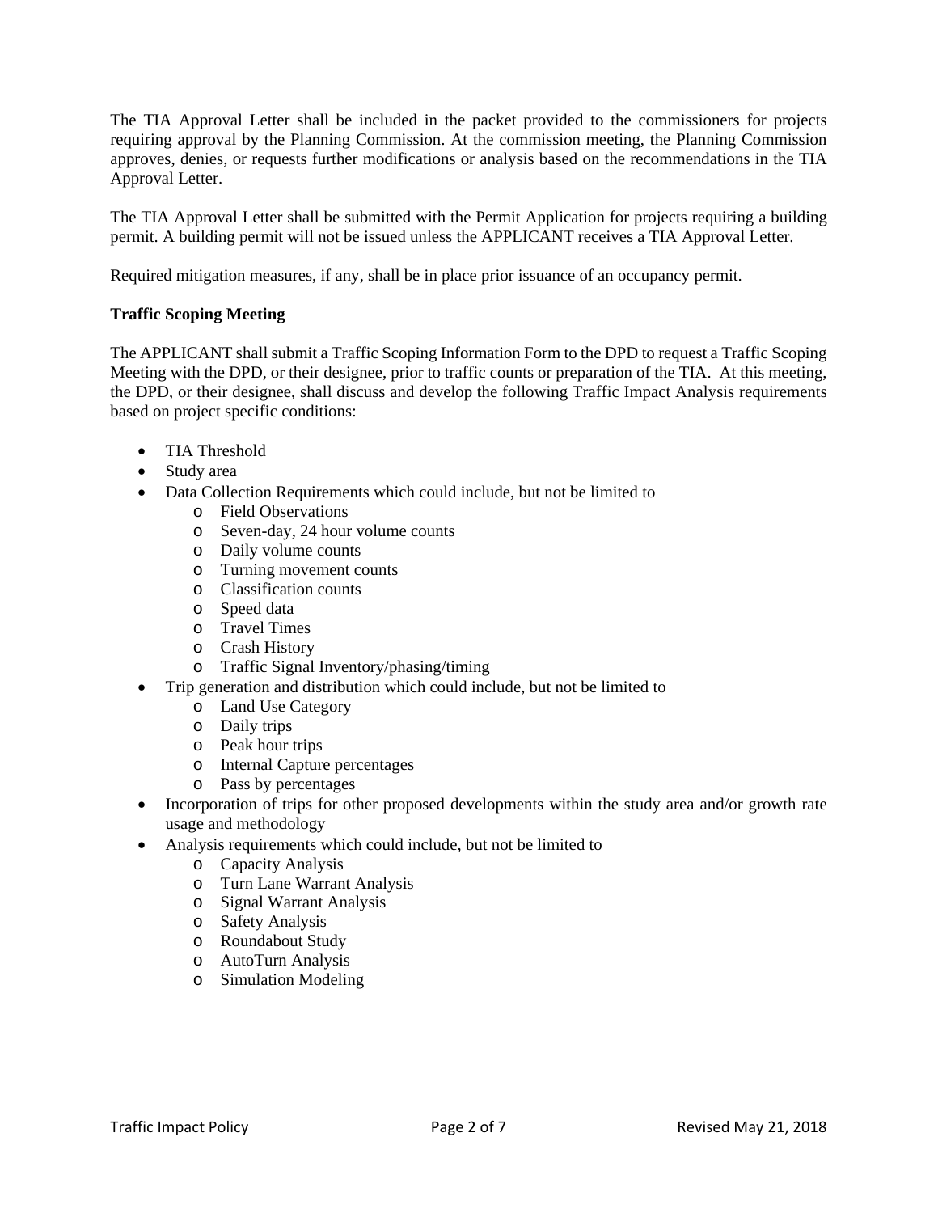The TIA Approval Letter shall be included in the packet provided to the commissioners for projects requiring approval by the Planning Commission. At the commission meeting, the Planning Commission approves, denies, or requests further modifications or analysis based on the recommendations in the TIA Approval Letter.

The TIA Approval Letter shall be submitted with the Permit Application for projects requiring a building permit. A building permit will not be issued unless the APPLICANT receives a TIA Approval Letter.

Required mitigation measures, if any, shall be in place prior issuance of an occupancy permit.

**Traffic Scoping Meeting**

The APPLICANT shall submit a Traffic Scoping Information Form to the DPD to request a Traffic Scoping Meeting with the DPD, or their designee, prior to traffic counts or preparation of the TIA. At this meeting, the DPD, or their designee, shall discuss and develop the following Traffic Impact Analysis requirements based on project specific conditions:

- TIA Threshold
- Study area
- Data Collection Requirements which could include, but not be limited to
    - Field Observations
    - Seven-day, 24 hour volume counts
    - Daily volume counts
    - Turning movement counts
    - Classification counts
    - Speed data
    - Travel Times
    - Crash History
    - Traffic Signal Inventory/phasing/timing
- Trip generation and distribution which could include, but not be limited to
    - Land Use Category
    - Daily trips
    - Peak hour trips
    - Internal Capture percentages
    - Pass by percentages
- Incorporation of trips for other proposed developments within the study area and/or growth rate usage and methodology
- Analysis requirements which could include, but not be limited to
    - Capacity Analysis
    - Turn Lane Warrant Analysis
    - Signal Warrant Analysis
    - Safety Analysis
    - Roundabout Study
    - AutoTurn Analysis
    - Simulation Modeling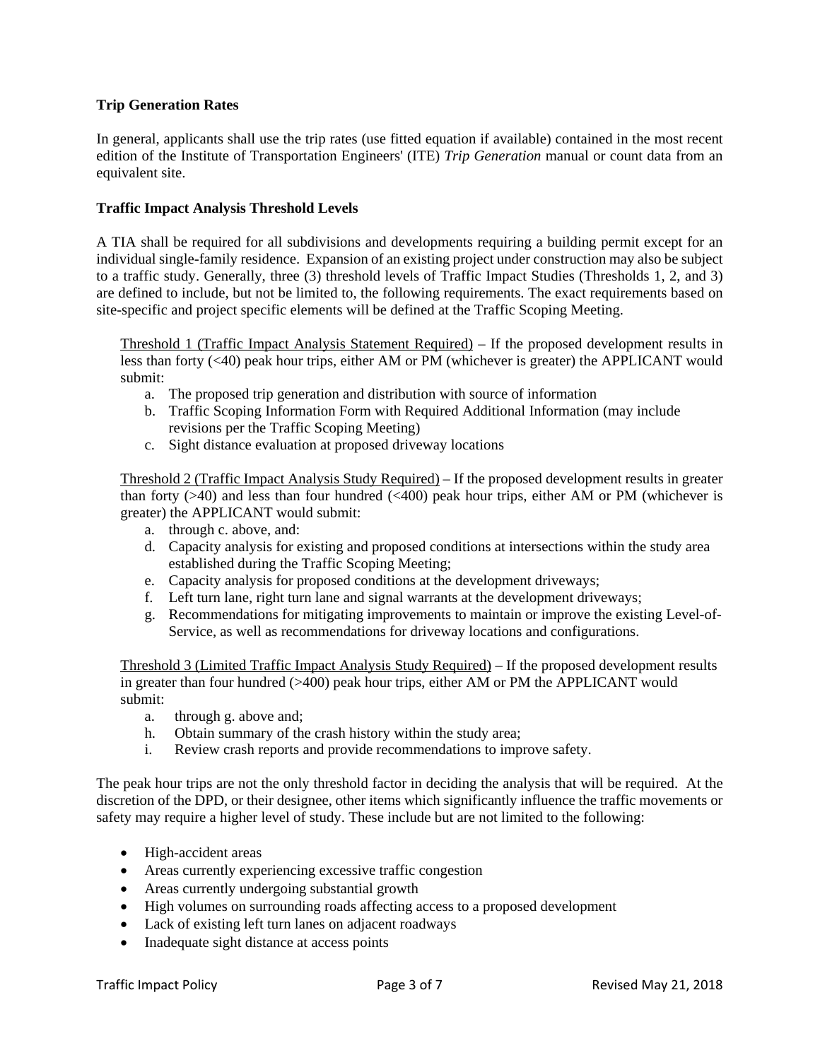**Trip Generation Rates**

In general, applicants shall use the trip rates (use fitted equation if available) contained in the most recent edition of the Institute of Transportation Engineers' (ITE) *Trip Generation* manual or count data from an equivalent site.

**Traffic Impact Analysis Threshold Levels**

A TIA shall be required for all subdivisions and developments requiring a building permit except for an individual single-family residence. Expansion of an existing project under construction may also be subject to a traffic study. Generally, three (3) threshold levels of Traffic Impact Studies (Thresholds 1, 2, and 3) are defined to include, but not be limited to, the following requirements. The exact requirements based on site-specific and project specific elements will be defined at the Traffic Scoping Meeting.

<u>Threshold 1 (Traffic Impact Analysis Statement Required)</u> – If the proposed development results in less than forty (<40) peak hour trips, either AM or PM (whichever is greater) the APPLICANT would submit:

a. The proposed trip generation and distribution with source of information
b. Traffic Scoping Information Form with Required Additional Information (may include revisions per the Traffic Scoping Meeting)
c. Sight distance evaluation at proposed driveway locations

<u>Threshold 2 (Traffic Impact Analysis Study Required)</u> – If the proposed development results in greater than forty (>40) and less than four hundred (<400) peak hour trips, either AM or PM (whichever is greater) the APPLICANT would submit:

a. through c. above, and:
d. Capacity analysis for existing and proposed conditions at intersections within the study area established during the Traffic Scoping Meeting;
e. Capacity analysis for proposed conditions at the development driveways;
f. Left turn lane, right turn lane and signal warrants at the development driveways;
g. Recommendations for mitigating improvements to maintain or improve the existing Level-of-Service, as well as recommendations for driveway locations and configurations.

<u>Threshold 3 (Limited Traffic Impact Analysis Study Required)</u> – If the proposed development results in greater than four hundred (>400) peak hour trips, either AM or PM the APPLICANT would submit:

a. through g. above and;
h. Obtain summary of the crash history within the study area;
i. Review crash reports and provide recommendations to improve safety.

The peak hour trips are not the only threshold factor in deciding the analysis that will be required. At the discretion of the DPD, or their designee, other items which significantly influence the traffic movements or safety may require a higher level of study. These include but are not limited to the following:

- High-accident areas
- Areas currently experiencing excessive traffic congestion
- Areas currently undergoing substantial growth
- High volumes on surrounding roads affecting access to a proposed development
- Lack of existing left turn lanes on adjacent roadways
- Inadequate sight distance at access points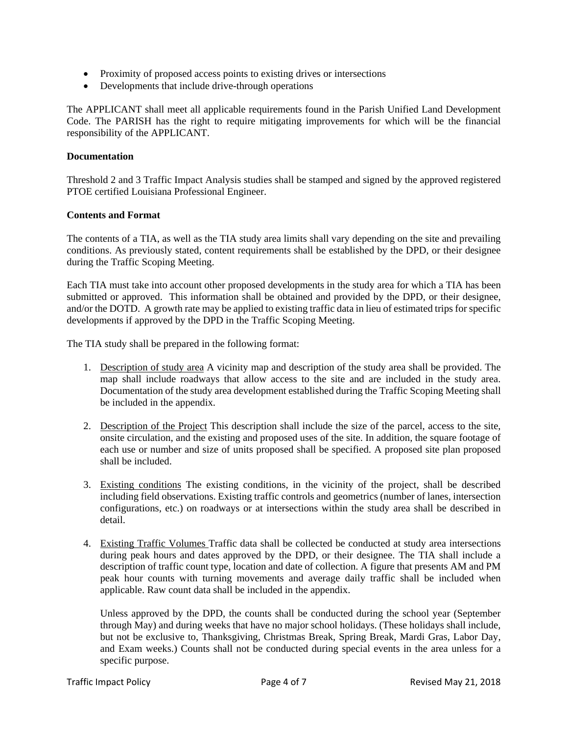- Proximity of proposed access points to existing drives or intersections
- Developments that include drive-through operations

The APPLICANT shall meet all applicable requirements found in the Parish Unified Land Development Code. The PARISH has the right to require mitigating improvements for which will be the financial responsibility of the APPLICANT.

**Documentation**

Threshold 2 and 3 Traffic Impact Analysis studies shall be stamped and signed by the approved registered PTOE certified Louisiana Professional Engineer.

**Contents and Format**

The contents of a TIA, as well as the TIA study area limits shall vary depending on the site and prevailing conditions. As previously stated, content requirements shall be established by the DPD, or their designee during the Traffic Scoping Meeting.

Each TIA must take into account other proposed developments in the study area for which a TIA has been submitted or approved. This information shall be obtained and provided by the DPD, or their designee, and/or the DOTD. A growth rate may be applied to existing traffic data in lieu of estimated trips for specific developments if approved by the DPD in the Traffic Scoping Meeting.

The TIA study shall be prepared in the following format:

1. <u>Description of study area</u> A vicinity map and description of the study area shall be provided. The map shall include roadways that allow access to the site and are included in the study area. Documentation of the study area development established during the Traffic Scoping Meeting shall be included in the appendix.

2. <u>Description of the Project</u> This description shall include the size of the parcel, access to the site, onsite circulation, and the existing and proposed uses of the site. In addition, the square footage of each use or number and size of units proposed shall be specified. A proposed site plan proposed shall be included.

3. <u>Existing conditions</u> The existing conditions, in the vicinity of the project, shall be described including field observations. Existing traffic controls and geometrics (number of lanes, intersection configurations, etc.) on roadways or at intersections within the study area shall be described in detail.

4. <u>Existing Traffic Volumes</u> Traffic data shall be collected be conducted at study area intersections during peak hours and dates approved by the DPD, or their designee. The TIA shall include a description of traffic count type, location and date of collection. A figure that presents AM and PM peak hour counts with turning movements and average daily traffic shall be included when applicable. Raw count data shall be included in the appendix.

   Unless approved by the DPD, the counts shall be conducted during the school year (September through May) and during weeks that have no major school holidays. (These holidays shall include, but not be exclusive to, Thanksgiving, Christmas Break, Spring Break, Mardi Gras, Labor Day, and Exam weeks.) Counts shall not be conducted during special events in the area unless for a specific purpose.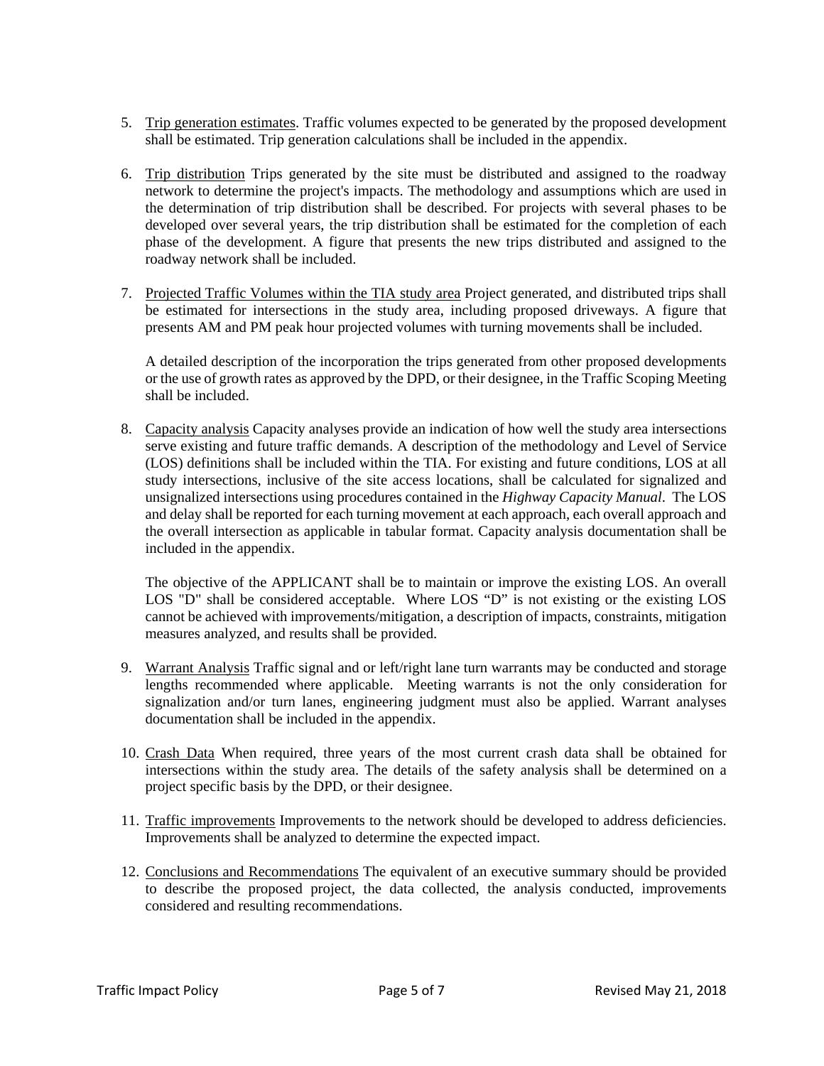5. <u>Trip generation estimates</u>. Traffic volumes expected to be generated by the proposed development shall be estimated. Trip generation calculations shall be included in the appendix.

6. <u>Trip distribution</u> Trips generated by the site must be distributed and assigned to the roadway network to determine the project's impacts. The methodology and assumptions which are used in the determination of trip distribution shall be described. For projects with several phases to be developed over several years, the trip distribution shall be estimated for the completion of each phase of the development. A figure that presents the new trips distributed and assigned to the roadway network shall be included.

7. <u>Projected Traffic Volumes within the TIA study area</u> Project generated, and distributed trips shall be estimated for intersections in the study area, including proposed driveways. A figure that presents AM and PM peak hour projected volumes with turning movements shall be included.

   A detailed description of the incorporation the trips generated from other proposed developments or the use of growth rates as approved by the DPD, or their designee, in the Traffic Scoping Meeting shall be included.

8. <u>Capacity analysis</u> Capacity analyses provide an indication of how well the study area intersections serve existing and future traffic demands. A description of the methodology and Level of Service (LOS) definitions shall be included within the TIA. For existing and future conditions, LOS at all study intersections, inclusive of the site access locations, shall be calculated for signalized and unsignalized intersections using procedures contained in the *Highway Capacity Manual*. The LOS and delay shall be reported for each turning movement at each approach, each overall approach and the overall intersection as applicable in tabular format. Capacity analysis documentation shall be included in the appendix.

   The objective of the APPLICANT shall be to maintain or improve the existing LOS. An overall LOS "D" shall be considered acceptable. Where LOS "D" is not existing or the existing LOS cannot be achieved with improvements/mitigation, a description of impacts, constraints, mitigation measures analyzed, and results shall be provided.

9. <u>Warrant Analysis</u> Traffic signal and or left/right lane turn warrants may be conducted and storage lengths recommended where applicable. Meeting warrants is not the only consideration for signalization and/or turn lanes, engineering judgment must also be applied. Warrant analyses documentation shall be included in the appendix.

10. <u>Crash Data</u> When required, three years of the most current crash data shall be obtained for intersections within the study area. The details of the safety analysis shall be determined on a project specific basis by the DPD, or their designee.

11. <u>Traffic improvements</u> Improvements to the network should be developed to address deficiencies. Improvements shall be analyzed to determine the expected impact.

12. <u>Conclusions and Recommendations</u> The equivalent of an executive summary should be provided to describe the proposed project, the data collected, the analysis conducted, improvements considered and resulting recommendations.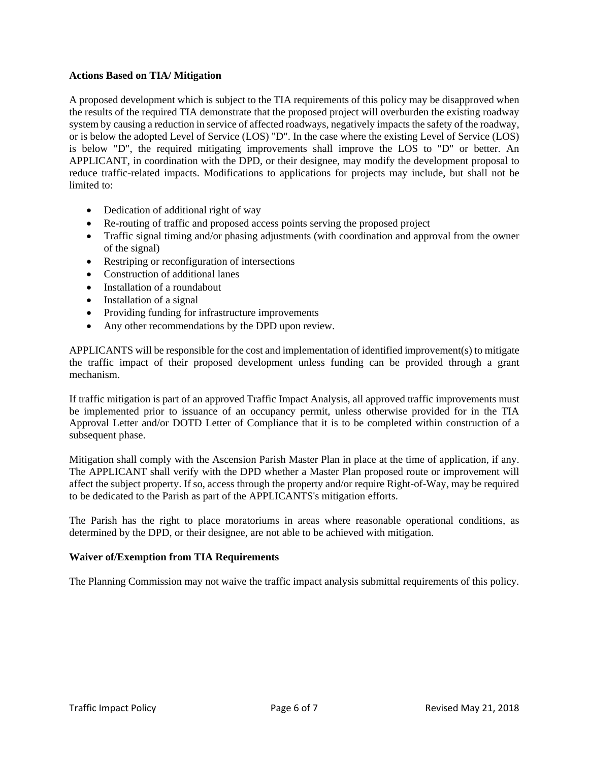**Actions Based on TIA/ Mitigation**

A proposed development which is subject to the TIA requirements of this policy may be disapproved when the results of the required TIA demonstrate that the proposed project will overburden the existing roadway system by causing a reduction in service of affected roadways, negatively impacts the safety of the roadway, or is below the adopted Level of Service (LOS) "D". In the case where the existing Level of Service (LOS) is below "D", the required mitigating improvements shall improve the LOS to "D" or better. An APPLICANT, in coordination with the DPD, or their designee, may modify the development proposal to reduce traffic-related impacts. Modifications to applications for projects may include, but shall not be limited to:

- Dedication of additional right of way
- Re-routing of traffic and proposed access points serving the proposed project
- Traffic signal timing and/or phasing adjustments (with coordination and approval from the owner of the signal)
- Restriping or reconfiguration of intersections
- Construction of additional lanes
- Installation of a roundabout
- Installation of a signal
- Providing funding for infrastructure improvements
- Any other recommendations by the DPD upon review.

APPLICANTS will be responsible for the cost and implementation of identified improvement(s) to mitigate the traffic impact of their proposed development unless funding can be provided through a grant mechanism.

If traffic mitigation is part of an approved Traffic Impact Analysis, all approved traffic improvements must be implemented prior to issuance of an occupancy permit, unless otherwise provided for in the TIA Approval Letter and/or DOTD Letter of Compliance that it is to be completed within construction of a subsequent phase.

Mitigation shall comply with the Ascension Parish Master Plan in place at the time of application, if any. The APPLICANT shall verify with the DPD whether a Master Plan proposed route or improvement will affect the subject property. If so, access through the property and/or require Right-of-Way, may be required to be dedicated to the Parish as part of the APPLICANTS's mitigation efforts.

The Parish has the right to place moratoriums in areas where reasonable operational conditions, as determined by the DPD, or their designee, are not able to be achieved with mitigation.

**Waiver of/Exemption from TIA Requirements**

The Planning Commission may not waive the traffic impact analysis submittal requirements of this policy.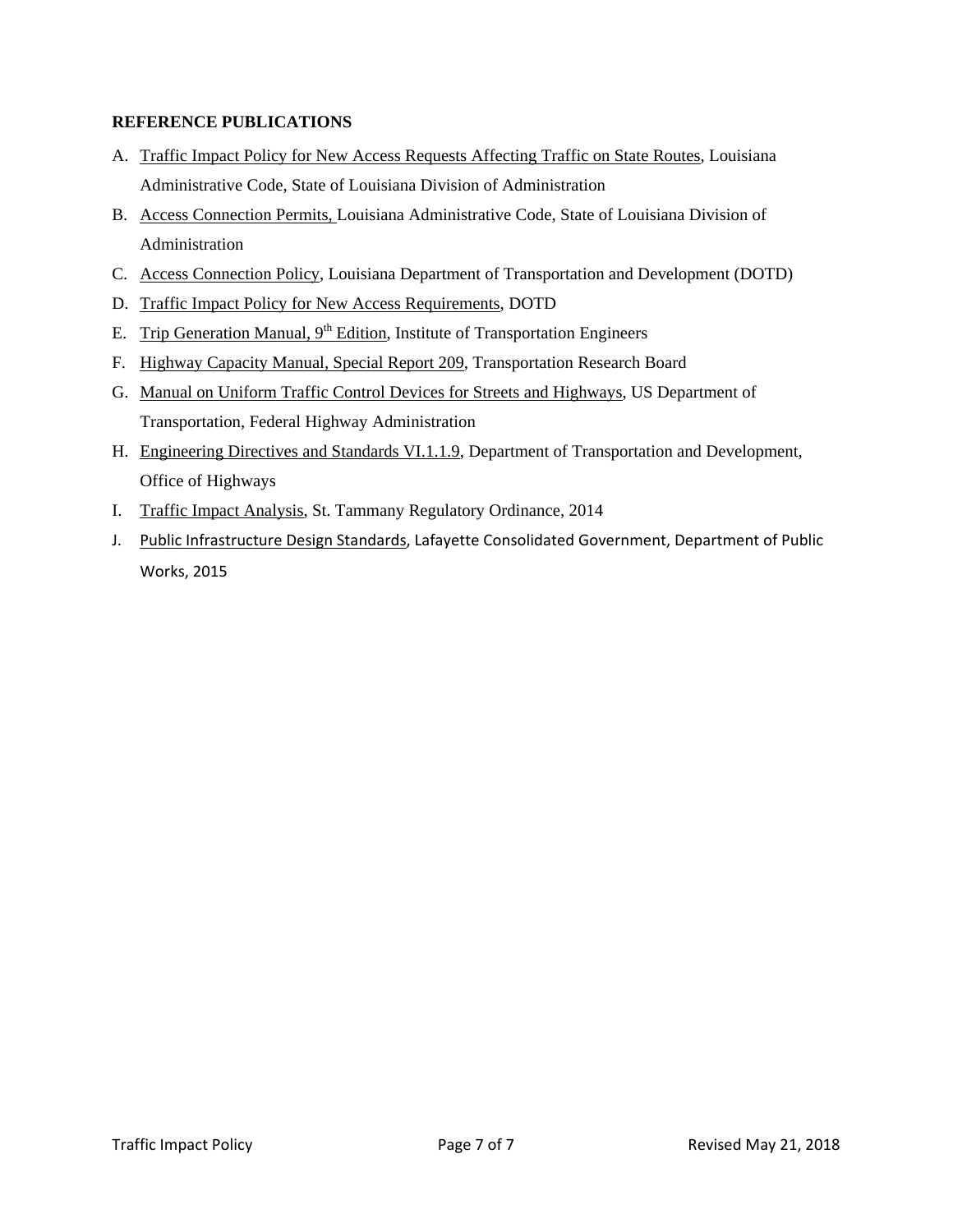**REFERENCE PUBLICATIONS**

A. Traffic Impact Policy for New Access Requests Affecting Traffic on State Routes, Louisiana Administrative Code, State of Louisiana Division of Administration

B. Access Connection Permits, Louisiana Administrative Code, State of Louisiana Division of Administration

C. Access Connection Policy, Louisiana Department of Transportation and Development (DOTD)

D. Traffic Impact Policy for New Access Requirements, DOTD

E. Trip Generation Manual, 9th Edition, Institute of Transportation Engineers

F. Highway Capacity Manual, Special Report 209, Transportation Research Board

G. Manual on Uniform Traffic Control Devices for Streets and Highways, US Department of Transportation, Federal Highway Administration

H. Engineering Directives and Standards VI.1.1.9, Department of Transportation and Development, Office of Highways

I. Traffic Impact Analysis, St. Tammany Regulatory Ordinance, 2014

J. Public Infrastructure Design Standards, Lafayette Consolidated Government, Department of Public Works, 2015